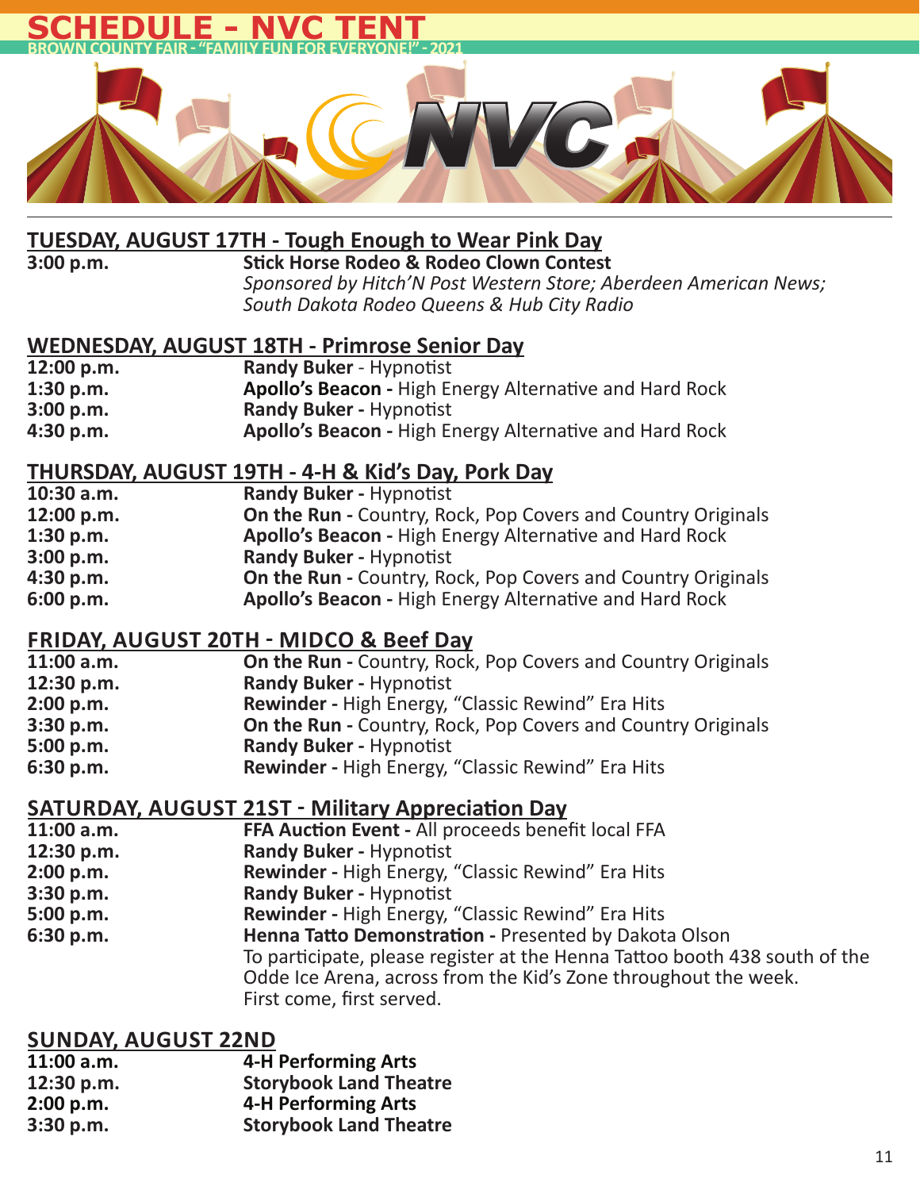# SCHEDULE - NVC TENT

BROWN COUNTY FAIR - "FAMILY FUN FOR EVERYONE!" - 2021

## TUESDAY, AUGUST 17TH - Tough Enough to Wear Pink Day

| | |
|---|---|
| **3:00 p.m.** | **Stick Horse Rodeo & Rodeo Clown Contest** *Sponsored by Hitch'N Post Western Store; Aberdeen American News; South Dakota Rodeo Queens & Hub City Radio* |

## WEDNESDAY, AUGUST 18TH - Primrose Senior Day

| | |
|---|---|
| **12:00 p.m.** | **Randy Buker** - Hypnotist |
| **1:30 p.m.** | **Apollo's Beacon -** High Energy Alternative and Hard Rock |
| **3:00 p.m.** | **Randy Buker -** Hypnotist |
| **4:30 p.m.** | **Apollo's Beacon -** High Energy Alternative and Hard Rock |

## THURSDAY, AUGUST 19TH - 4-H & Kid's Day, Pork Day

| | |
|---|---|
| **10:30 a.m.** | **Randy Buker** - Hypnotist |
| **12:00 p.m.** | **On the Run -** Country, Rock, Pop Covers and Country Originals |
| **1:30 p.m.** | **Apollo's Beacon -** High Energy Alternative and Hard Rock |
| **3:00 p.m.** | **Randy Buker** - Hypnotist |
| **4:30 p.m.** | **On the Run -** Country, Rock, Pop Covers and Country Originals |
| **6:00 p.m.** | **Apollo's Beacon -** High Energy Alternative and Hard Rock |

## FRIDAY, AUGUST 20TH - MIDCO & Beef Day

| | |
|---|---|
| **11:00 a.m.** | **On the Run -** Country, Rock, Pop Covers and Country Originals |
| **12:30 p.m.** | **Randy Buker -** Hypnotist |
| **2:00 p.m.** | **Rewinder -** High Energy, "Classic Rewind" Era Hits |
| **3:30 p.m.** | **On the Run -** Country, Rock, Pop Covers and Country Originals |
| **5:00 p.m.** | **Randy Buker -** Hypnotist |
| **6:30 p.m.** | **Rewinder -** High Energy, "Classic Rewind" Era Hits |

## SATURDAY, AUGUST 21ST - Military Appreciation Day

| | |
|---|---|
| **11:00 a.m.** | **FFA Auction Event -** All proceeds benefit local FFA |
| **12:30 p.m.** | **Randy Buker -** Hypnotist |
| **2:00 p.m.** | **Rewinder -** High Energy, "Classic Rewind" Era Hits |
| **3:30 p.m.** | **Randy Buker -** Hypnotist |
| **5:00 p.m.** | **Rewinder -** High Energy, "Classic Rewind" Era Hits |
| **6:30 p.m.** | **Henna Tatto Demonstration -** Presented by Dakota Olson To participate, please register at the Henna Tattoo booth 438 south of the Odde Ice Arena, across from the Kid's Zone throughout the week. First come, first served. |

## SUNDAY, AUGUST 22ND

| | |
|---|---|
| **11:00 a.m.** | **4-H Performing Arts** |
| **12:30 p.m.** | **Storybook Land Theatre** |
| **2:00 p.m.** | **4-H Performing Arts** |
| **3:30 p.m.** | **Storybook Land Theatre** |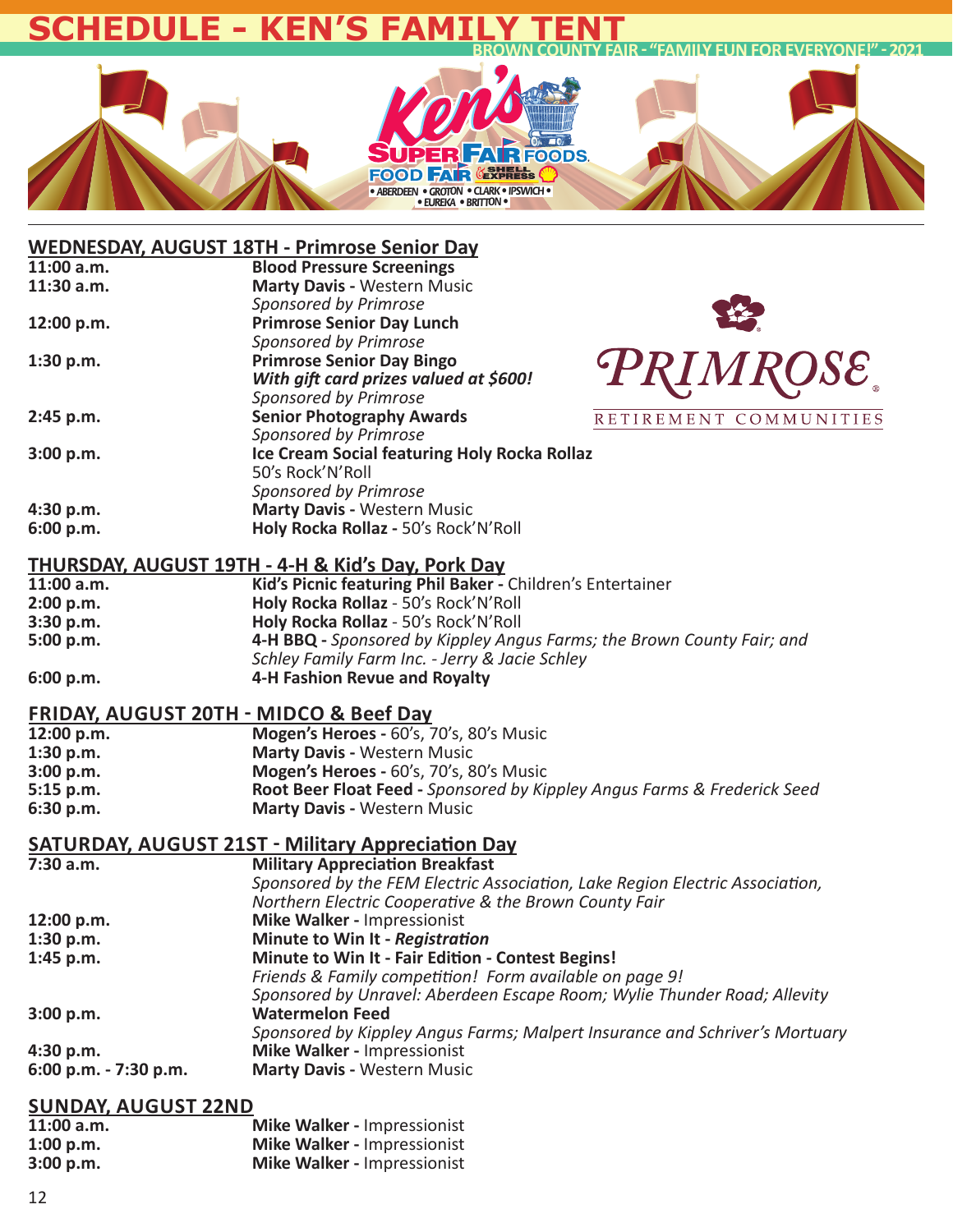# SCHEDULE - KEN'S FAMILY TENT

BROWN COUNTY FAIR - "FAMILY FUN FOR EVERYONE!" - 2021

Ken's SUPER FAIR FOODS. FOOD FAIR & SHELL EXPRESS
• ABERDEEN • GROTON • CLARK • IPSWICH • EUREKA • BRITTON •

## WEDNESDAY, AUGUST 18TH - Primrose Senior Day

| | |
|---|---|
| **11:00 a.m.** | **Blood Pressure Screenings** |
| **11:30 a.m.** | **Marty Davis -** Western Music<br>*Sponsored by Primrose* |
| **12:00 p.m.** | **Primrose Senior Day Lunch**<br>*Sponsored by Primrose* |
| **1:30 p.m.** | **Primrose Senior Day Bingo**<br>***With gift card prizes valued at $600!***<br>*Sponsored by Primrose* |
| **2:45 p.m.** | **Senior Photography Awards**<br>*Sponsored by Primrose* |
| **3:00 p.m.** | **Ice Cream Social featuring Holy Rocka Rollaz**<br>50's Rock'N'Roll<br>*Sponsored by Primrose* |
| **4:30 p.m.** | **Marty Davis -** Western Music |
| **6:00 p.m.** | **Holy Rocka Rollaz -** 50's Rock'N'Roll |

PRIMROSE® RETIREMENT COMMUNITIES

## THURSDAY, AUGUST 19TH - 4-H & Kid's Day, Pork Day

| | |
|---|---|
| **11:00 a.m.** | **Kid's Picnic featuring Phil Baker -** Children's Entertainer |
| **2:00 p.m.** | **Holy Rocka Rollaz** - 50's Rock'N'Roll |
| **3:30 p.m.** | **Holy Rocka Rollaz** - 50's Rock'N'Roll |
| **5:00 p.m.** | **4-H BBQ -** *Sponsored by Kippley Angus Farms; the Brown County Fair; and Schley Family Farm Inc. - Jerry & Jacie Schley* |
| **6:00 p.m.** | **4-H Fashion Revue and Royalty** |

## FRIDAY, AUGUST 20TH - MIDCO & Beef Day

| | |
|---|---|
| **12:00 p.m.** | **Mogen's Heroes -** 60's, 70's, 80's Music |
| **1:30 p.m.** | **Marty Davis -** Western Music |
| **3:00 p.m.** | **Mogen's Heroes -** 60's, 70's, 80's Music |
| **5:15 p.m.** | **Root Beer Float Feed -** *Sponsored by Kippley Angus Farms & Frederick Seed* |
| **6:30 p.m.** | **Marty Davis -** Western Music |

## SATURDAY, AUGUST 21ST - Military Appreciation Day

| | |
|---|---|
| **7:30 a.m.** | **Military Appreciation Breakfast**<br>*Sponsored by the FEM Electric Association, Lake Region Electric Association, Northern Electric Cooperative & the Brown County Fair* |
| **12:00 p.m.** | **Mike Walker -** Impressionist |
| **1:30 p.m.** | **Minute to Win It -** ***Registration*** |
| **1:45 p.m.** | **Minute to Win It - Fair Edition - Contest Begins!**<br>*Friends & Family competition! Form available on page 9!*<br>*Sponsored by Unravel: Aberdeen Escape Room; Wylie Thunder Road; Allevity* |
| **3:00 p.m.** | **Watermelon Feed**<br>*Sponsored by Kippley Angus Farms; Malpert Insurance and Schriver's Mortuary* |
| **4:30 p.m.** | **Mike Walker -** Impressionist |
| **6:00 p.m. - 7:30 p.m.** | **Marty Davis -** Western Music |

## SUNDAY, AUGUST 22ND

| | |
|---|---|
| **11:00 a.m.** | **Mike Walker -** Impressionist |
| **1:00 p.m.** | **Mike Walker -** Impressionist |
| **3:00 p.m.** | **Mike Walker -** Impressionist |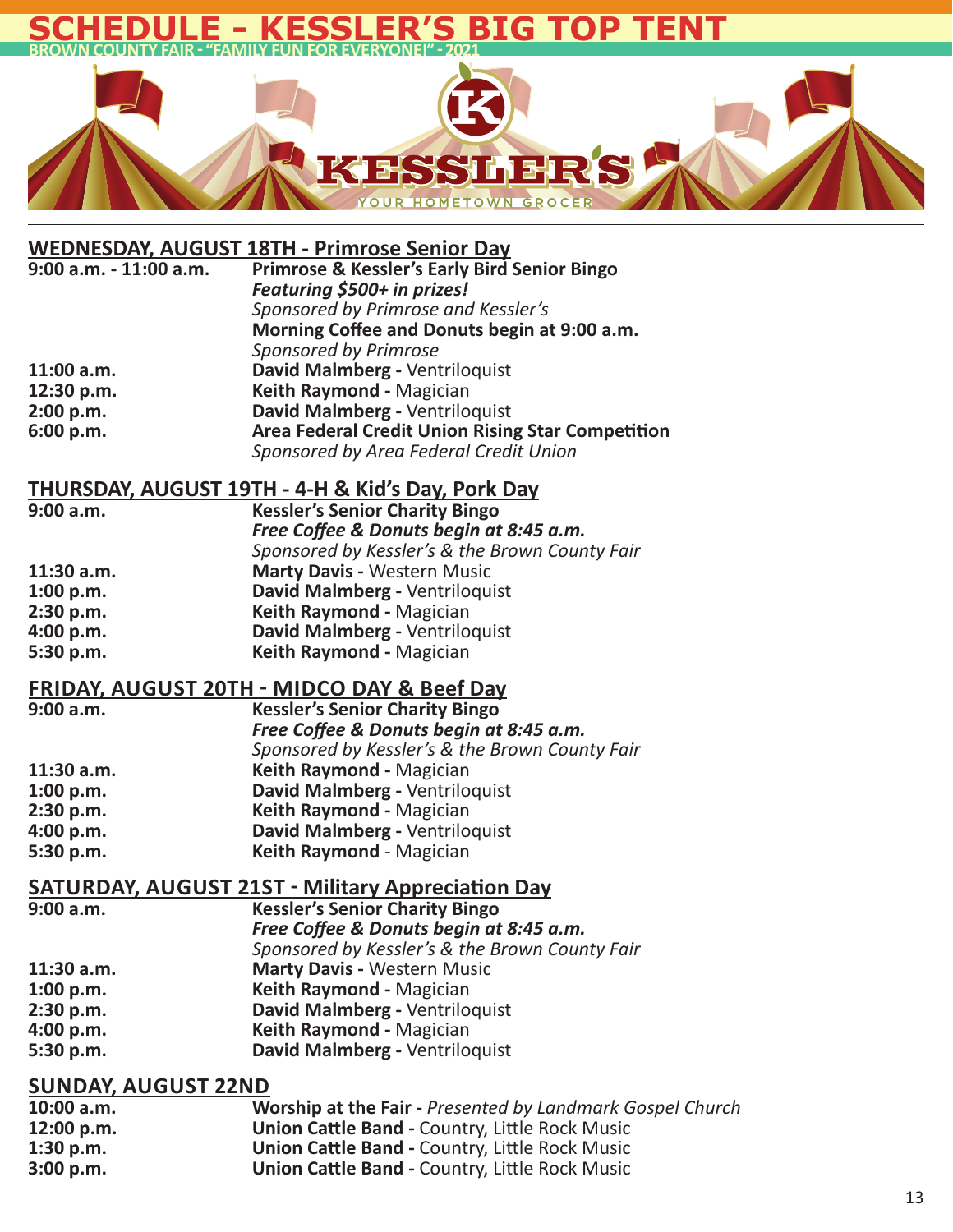# SCHEDULE - KESSLER'S BIG TOP TENT

BROWN COUNTY FAIR - "FAMILY FUN FOR EVERYONE!" - 2021

KESSLER'S

YOUR HOMETOWN GROCER

## WEDNESDAY, AUGUST 18TH - Primrose Senior Day

| | |
|---|---|
| **9:00 a.m. - 11:00 a.m.** | **Primrose & Kessler's Early Bird Senior Bingo** |
| | ***Featuring $500+ in prizes!*** |
| | *Sponsored by Primrose and Kessler's* |
| | **Morning Coffee and Donuts begin at 9:00 a.m.** |
| | *Sponsored by Primrose* |
| **11:00 a.m.** | **David Malmberg -** Ventriloquist |
| **12:30 p.m.** | **Keith Raymond -** Magician |
| **2:00 p.m.** | **David Malmberg -** Ventriloquist |
| **6:00 p.m.** | **Area Federal Credit Union Rising Star Competition** |
| | *Sponsored by Area Federal Credit Union* |

## THURSDAY, AUGUST 19TH - 4-H & Kid's Day, Pork Day

| | |
|---|---|
| **9:00 a.m.** | **Kessler's Senior Charity Bingo** |
| | ***Free Coffee & Donuts begin at 8:45 a.m.*** |
| | *Sponsored by Kessler's & the Brown County Fair* |
| **11:30 a.m.** | **Marty Davis -** Western Music |
| **1:00 p.m.** | **David Malmberg -** Ventriloquist |
| **2:30 p.m.** | **Keith Raymond -** Magician |
| **4:00 p.m.** | **David Malmberg -** Ventriloquist |
| **5:30 p.m.** | **Keith Raymond -** Magician |

## FRIDAY, AUGUST 20TH - MIDCO DAY & Beef Day

| | |
|---|---|
| **9:00 a.m.** | **Kessler's Senior Charity Bingo** |
| | ***Free Coffee & Donuts begin at 8:45 a.m.*** |
| | *Sponsored by Kessler's & the Brown County Fair* |
| **11:30 a.m.** | **Keith Raymond -** Magician |
| **1:00 p.m.** | **David Malmberg -** Ventriloquist |
| **2:30 p.m.** | **Keith Raymond -** Magician |
| **4:00 p.m.** | **David Malmberg -** Ventriloquist |
| **5:30 p.m.** | **Keith Raymond** - Magician |

## SATURDAY, AUGUST 21ST - Military Appreciation Day

| | |
|---|---|
| **9:00 a.m.** | **Kessler's Senior Charity Bingo** |
| | ***Free Coffee & Donuts begin at 8:45 a.m.*** |
| | *Sponsored by Kessler's & the Brown County Fair* |
| **11:30 a.m.** | **Marty Davis -** Western Music |
| **1:00 p.m.** | **Keith Raymond -** Magician |
| **2:30 p.m.** | **David Malmberg -** Ventriloquist |
| **4:00 p.m.** | **Keith Raymond -** Magician |
| **5:30 p.m.** | **David Malmberg -** Ventriloquist |

## SUNDAY, AUGUST 22ND

| | |
|---|---|
| **10:00 a.m.** | **Worship at the Fair -** *Presented by Landmark Gospel Church* |
| **12:00 p.m.** | **Union Cattle Band -** Country, Little Rock Music |
| **1:30 p.m.** | **Union Cattle Band -** Country, Little Rock Music |
| **3:00 p.m.** | **Union Cattle Band -** Country, Little Rock Music |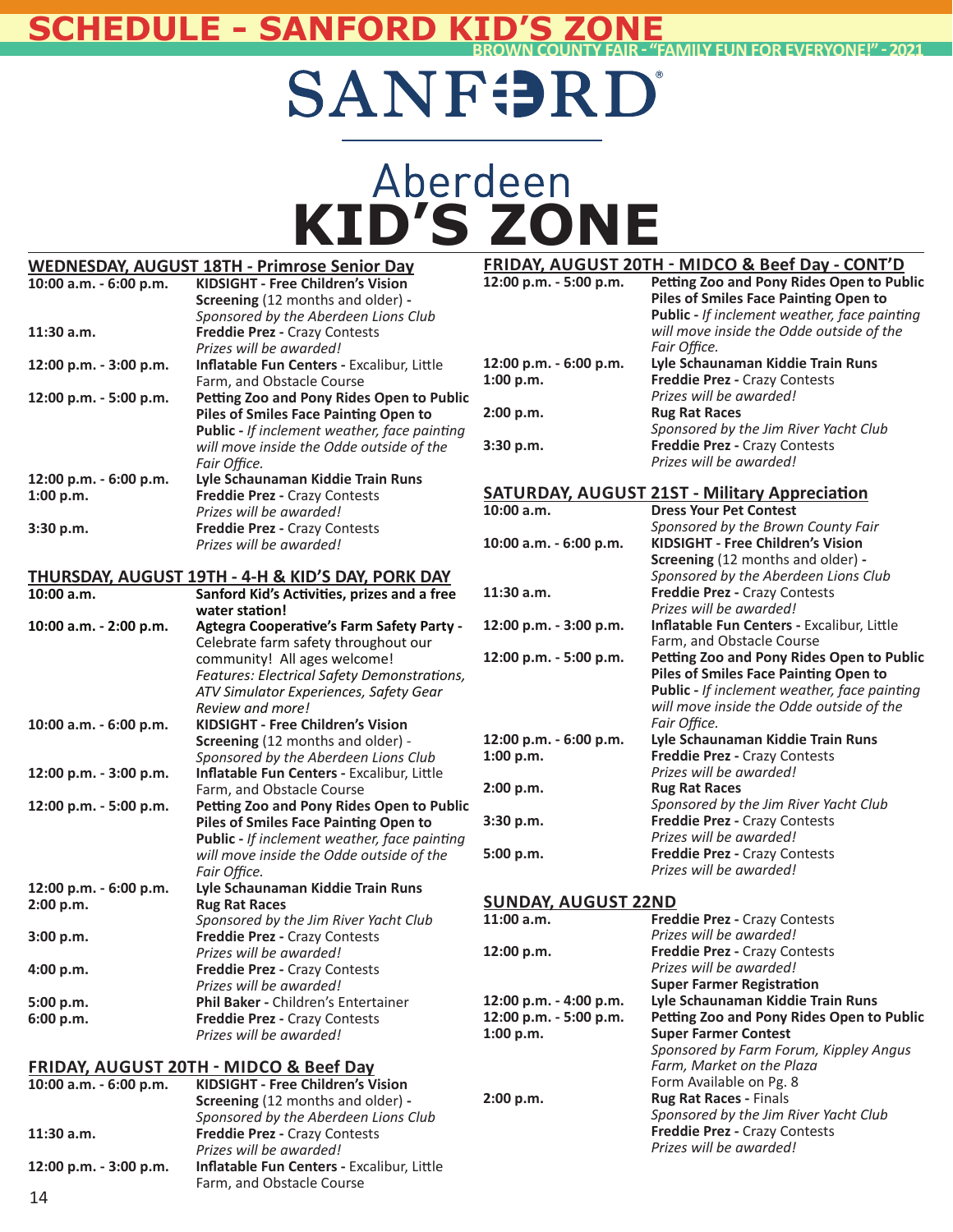# SCHEDULE - SANFORD KID'S ZONE

BROWN COUNTY FAIR - "FAMILY FUN FOR EVERYONE!" - 2021

SANFORD®

## Aberdeen KID'S ZONE

### WEDNESDAY, AUGUST 18TH - Primrose Senior Day

| | |
|---|---|
| **10:00 a.m. - 6:00 p.m.** | **KIDSIGHT - Free Children's Vision Screening** (12 months and older) - *Sponsored by the Aberdeen Lions Club* |
| **11:30 a.m.** | **Freddie Prez** - Crazy Contests *Prizes will be awarded!* |
| **12:00 p.m. - 3:00 p.m.** | **Inflatable Fun Centers** - Excalibur, Little Farm, and Obstacle Course |
| **12:00 p.m. - 5:00 p.m.** | **Petting Zoo and Pony Rides Open to Public** **Piles of Smiles Face Painting Open to Public** - *If inclement weather, face painting will move inside the Odde outside of the Fair Office.* |
| **12:00 p.m. - 6:00 p.m.** | **Lyle Schaunaman Kiddie Train Runs** |
| **1:00 p.m.** | **Freddie Prez** - Crazy Contests *Prizes will be awarded!* |
| **3:30 p.m.** | **Freddie Prez** - Crazy Contests *Prizes will be awarded!* |

### THURSDAY, AUGUST 19TH - 4-H & KID'S DAY, PORK DAY

| | |
|---|---|
| **10:00 a.m.** | **Sanford Kid's Activities, prizes and a free water station!** |
| **10:00 a.m. - 2:00 p.m.** | **Agtegra Cooperative's Farm Safety Party** - Celebrate farm safety throughout our community! All ages welcome! *Features: Electrical Safety Demonstrations, ATV Simulator Experiences, Safety Gear Review and more!* |
| **10:00 a.m. - 6:00 p.m.** | **KIDSIGHT - Free Children's Vision Screening** (12 months and older) - *Sponsored by the Aberdeen Lions Club* |
| **12:00 p.m. - 3:00 p.m.** | **Inflatable Fun Centers** - Excalibur, Little Farm, and Obstacle Course |
| **12:00 p.m. - 5:00 p.m.** | **Petting Zoo and Pony Rides Open to Public** **Piles of Smiles Face Painting Open to Public** - *If inclement weather, face painting will move inside the Odde outside of the Fair Office.* |
| **12:00 p.m. - 6:00 p.m.** | **Lyle Schaunaman Kiddie Train Runs** |
| **2:00 p.m.** | **Rug Rat Races** *Sponsored by the Jim River Yacht Club* |
| **3:00 p.m.** | **Freddie Prez** - Crazy Contests *Prizes will be awarded!* |
| **4:00 p.m.** | **Freddie Prez** - Crazy Contests *Prizes will be awarded!* |
| **5:00 p.m.** | **Phil Baker** - Children's Entertainer |
| **6:00 p.m.** | **Freddie Prez** - Crazy Contests *Prizes will be awarded!* |

### FRIDAY, AUGUST 20TH - MIDCO & Beef Day

| | |
|---|---|
| **10:00 a.m. - 6:00 p.m.** | **KIDSIGHT - Free Children's Vision Screening** (12 months and older) - *Sponsored by the Aberdeen Lions Club* |
| **11:30 a.m.** | **Freddie Prez** - Crazy Contests *Prizes will be awarded!* |
| **12:00 p.m. - 3:00 p.m.** | **Inflatable Fun Centers** - Excalibur, Little Farm, and Obstacle Course |

### FRIDAY, AUGUST 20TH - MIDCO & Beef Day - CONT'D

| | |
|---|---|
| **12:00 p.m. - 5:00 p.m.** | **Petting Zoo and Pony Rides Open to Public** **Piles of Smiles Face Painting Open to Public** - *If inclement weather, face painting will move inside the Odde outside of the Fair Office.* |
| **12:00 p.m. - 6:00 p.m.** | **Lyle Schaunaman Kiddie Train Runs** |
| **1:00 p.m.** | **Freddie Prez** - Crazy Contests *Prizes will be awarded!* |
| **2:00 p.m.** | **Rug Rat Races** *Sponsored by the Jim River Yacht Club* |
| **3:30 p.m.** | **Freddie Prez** - Crazy Contests *Prizes will be awarded!* |

### SATURDAY, AUGUST 21ST - Military Appreciation

| | |
|---|---|
| **10:00 a.m.** | **Dress Your Pet Contest** *Sponsored by the Brown County Fair* |
| **10:00 a.m. - 6:00 p.m.** | **KIDSIGHT - Free Children's Vision Screening** (12 months and older) - *Sponsored by the Aberdeen Lions Club* |
| **11:30 a.m.** | **Freddie Prez** - Crazy Contests *Prizes will be awarded!* |
| **12:00 p.m. - 3:00 p.m.** | **Inflatable Fun Centers** - Excalibur, Little Farm, and Obstacle Course |
| **12:00 p.m. - 5:00 p.m.** | **Petting Zoo and Pony Rides Open to Public** **Piles of Smiles Face Painting Open to Public** - *If inclement weather, face painting will move inside the Odde outside of the Fair Office.* |
| **12:00 p.m. - 6:00 p.m.** | **Lyle Schaunaman Kiddie Train Runs** |
| **1:00 p.m.** | **Freddie Prez** - Crazy Contests *Prizes will be awarded!* |
| **2:00 p.m.** | **Rug Rat Races** *Sponsored by the Jim River Yacht Club* |
| **3:30 p.m.** | **Freddie Prez** - Crazy Contests *Prizes will be awarded!* |
| **5:00 p.m.** | **Freddie Prez** - Crazy Contests *Prizes will be awarded!* |

### SUNDAY, AUGUST 22ND

| | |
|---|---|
| **11:00 a.m.** | **Freddie Prez** - Crazy Contests *Prizes will be awarded!* |
| **12:00 p.m.** | **Freddie Prez** - Crazy Contests *Prizes will be awarded!* **Super Farmer Registration** |
| **12:00 p.m. - 4:00 p.m.** | **Lyle Schaunaman Kiddie Train Runs** |
| **12:00 p.m. - 5:00 p.m.** | **Petting Zoo and Pony Rides Open to Public** |
| **1:00 p.m.** | **Super Farmer Contest** *Sponsored by Farm Forum, Kippley Angus Farm, Market on the Plaza* Form Available on Pg. 8 |
| **2:00 p.m.** | **Rug Rat Races** - Finals *Sponsored by the Jim River Yacht Club* **Freddie Prez** - Crazy Contests *Prizes will be awarded!* |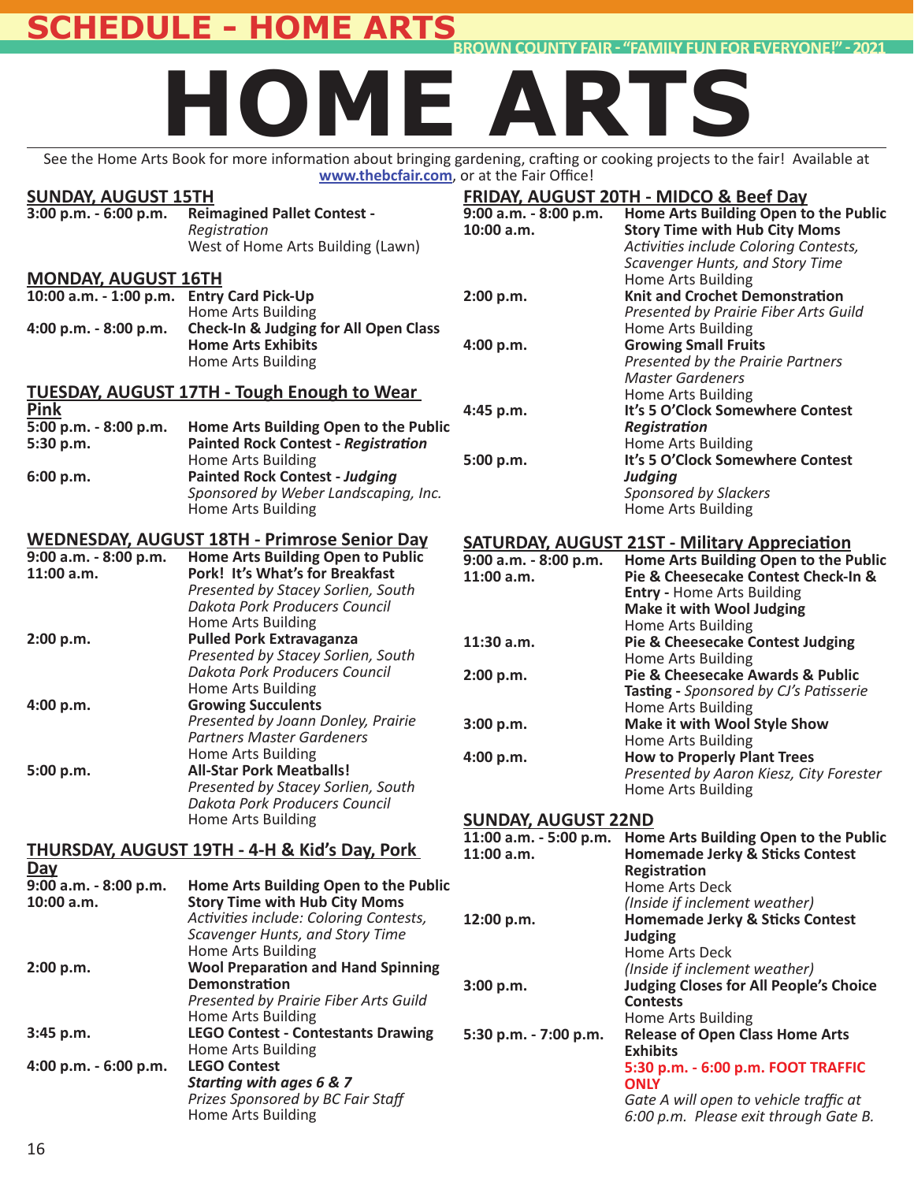# HOME ARTS

See the Home Arts Book for more information about bringing gardening, crafting or cooking projects to the fair! Available at **www.thebcfair.com**, or at the Fair Office!

## SUNDAY, AUGUST 15TH

**3:00 p.m. - 6:00 p.m.** — **Reimagined Pallet Contest -** *Registration*
West of Home Arts Building (Lawn)

## MONDAY, AUGUST 16TH

**10:00 a.m. - 1:00 p.m.** — **Entry Card Pick-Up**
Home Arts Building

**4:00 p.m. - 8:00 p.m.** — **Check-In & Judging for All Open Class Home Arts Exhibits**
Home Arts Building

## TUESDAY, AUGUST 17TH - Tough Enough to Wear Pink

**5:00 p.m. - 8:00 p.m.** — **Home Arts Building Open to the Public**

**5:30 p.m.** — **Painted Rock Contest - *Registration***
Home Arts Building

**6:00 p.m.** — **Painted Rock Contest - *Judging***
*Sponsored by Weber Landscaping, Inc.*
Home Arts Building

## WEDNESDAY, AUGUST 18TH - Primrose Senior Day

**9:00 a.m. - 8:00 p.m.** — **Home Arts Building Open to Public**

**11:00 a.m.** — **Pork! It's What's for Breakfast**
*Presented by Stacey Sorlien, South Dakota Pork Producers Council*
Home Arts Building

**2:00 p.m.** — **Pulled Pork Extravaganza**
*Presented by Stacey Sorlien, South Dakota Pork Producers Council*
Home Arts Building

**4:00 p.m.** — **Growing Succulents**
*Presented by Joann Donley, Prairie Partners Master Gardeners*
Home Arts Building

**5:00 p.m.** — **All-Star Pork Meatballs!**
*Presented by Stacey Sorlien, South Dakota Pork Producers Council*
Home Arts Building

## THURSDAY, AUGUST 19TH - 4-H & Kid's Day, Pork Day

**9:00 a.m. - 8:00 p.m.** — **Home Arts Building Open to the Public**

**10:00 a.m.** — **Story Time with Hub City Moms**
*Activities include: Coloring Contests, Scavenger Hunts, and Story Time*
Home Arts Building

**2:00 p.m.** — **Wool Preparation and Hand Spinning Demonstration**
*Presented by Prairie Fiber Arts Guild*
Home Arts Building

**3:45 p.m.** — **LEGO Contest - Contestants Drawing**
Home Arts Building

**4:00 p.m. - 6:00 p.m.** — **LEGO Contest**
***Starting with ages 6 & 7***
*Prizes Sponsored by BC Fair Staff*
Home Arts Building

## FRIDAY, AUGUST 20TH - MIDCO & Beef Day

**9:00 a.m. - 8:00 p.m.** — **Home Arts Building Open to the Public**

**10:00 a.m.** — **Story Time with Hub City Moms**
*Activities include Coloring Contests, Scavenger Hunts, and Story Time*
Home Arts Building

**2:00 p.m.** — **Knit and Crochet Demonstration**
*Presented by Prairie Fiber Arts Guild*
Home Arts Building

**4:00 p.m.** — **Growing Small Fruits**
*Presented by the Prairie Partners Master Gardeners*
Home Arts Building

**4:45 p.m.** — **It's 5 O'Clock Somewhere Contest *Registration***
Home Arts Building

**5:00 p.m.** — **It's 5 O'Clock Somewhere Contest *Judging***
*Sponsored by Slackers*
Home Arts Building

## SATURDAY, AUGUST 21ST - Military Appreciation

**9:00 a.m. - 8:00 p.m.** — **Home Arts Building Open to the Public**

**11:00 a.m.** — **Pie & Cheesecake Contest Check-In & Entry -** Home Arts Building
**Make it with Wool Judging**
Home Arts Building

**11:30 a.m.** — **Pie & Cheesecake Contest Judging**
Home Arts Building

**2:00 p.m.** — **Pie & Cheesecake Awards & Public Tasting -** *Sponsored by CJ's Patisserie*
Home Arts Building

**3:00 p.m.** — **Make it with Wool Style Show**
Home Arts Building

**4:00 p.m.** — **How to Properly Plant Trees**
*Presented by Aaron Kiesz, City Forester*
Home Arts Building

## SUNDAY, AUGUST 22ND

**11:00 a.m. - 5:00 p.m.** — **Home Arts Building Open to the Public**

**11:00 a.m.** — **Homemade Jerky & Sticks Contest Registration**
Home Arts Deck
*(Inside if inclement weather)*

**12:00 p.m.** — **Homemade Jerky & Sticks Contest Judging**
Home Arts Deck
*(Inside if inclement weather)*

**3:00 p.m.** — **Judging Closes for All People's Choice Contests**
Home Arts Building

**5:30 p.m. - 7:00 p.m.** — **Release of Open Class Home Arts Exhibits**
**5:30 p.m. - 6:00 p.m. FOOT TRAFFIC ONLY**
*Gate A will open to vehicle traffic at 6:00 p.m. Please exit through Gate B.*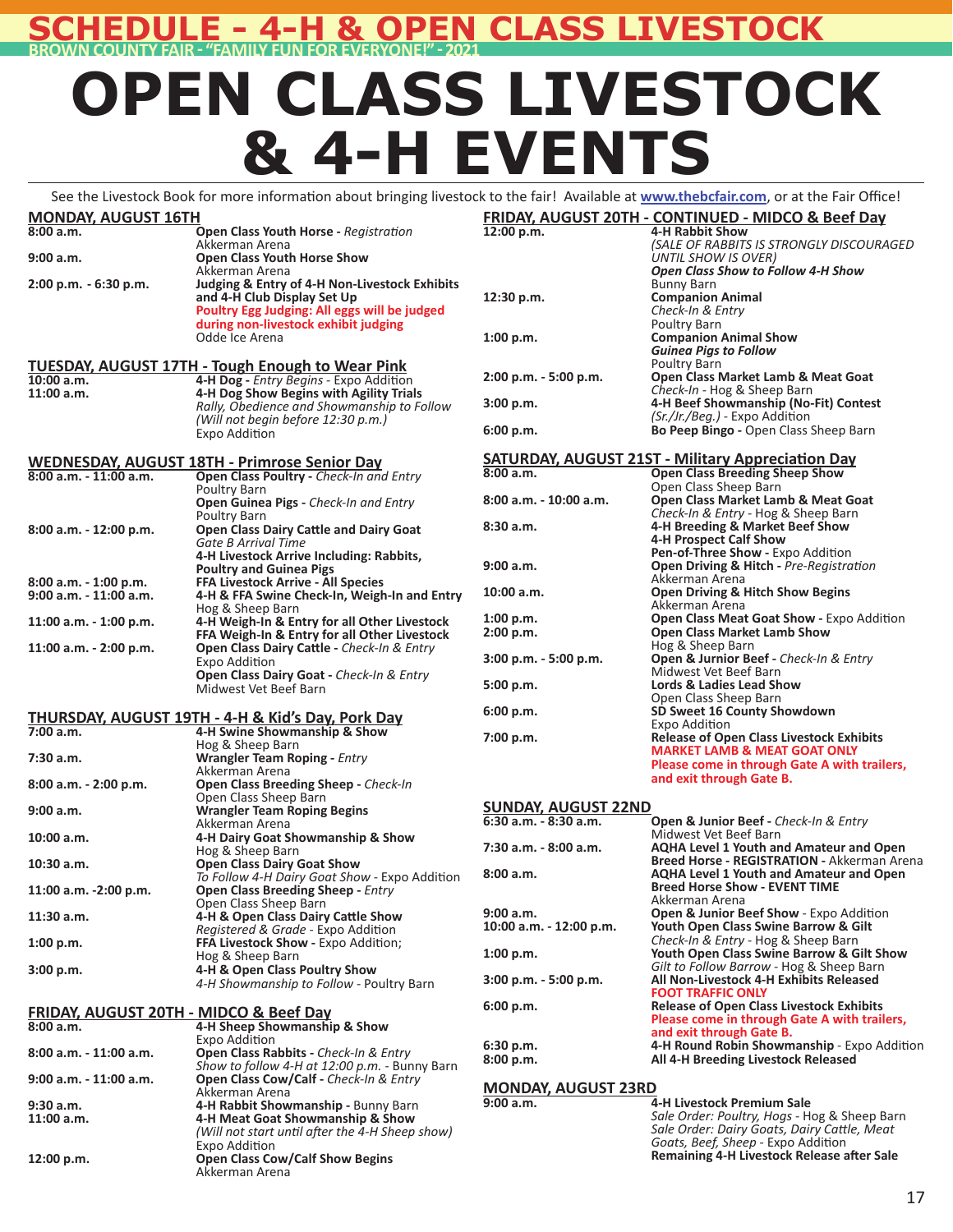# SCHEDULE - 4-H & OPEN CLASS LIVESTOCK

BROWN COUNTY FAIR - "FAMILY FUN FOR EVERYONE!" - 2021

# OPEN CLASS LIVESTOCK & 4-H EVENTS

See the Livestock Book for more information about bringing livestock to the fair! Available at **www.thebcfair.com**, or at the Fair Office!

## MONDAY, AUGUST 16TH

| Time | Event |
|---|---|
| 8:00 a.m. | **Open Class Youth Horse** - *Registration*<br>Akkerman Arena |
| 9:00 a.m. | **Open Class Youth Horse Show**<br>Akkerman Arena |
| 2:00 p.m. - 6:30 p.m. | **Judging & Entry of 4-H Non-Livestock Exhibits and 4-H Club Display Set Up**<br>**Poultry Egg Judging: All eggs will be judged during non-livestock exhibit judging**<br>Odde Ice Arena |

## TUESDAY, AUGUST 17TH - Tough Enough to Wear Pink

| Time | Event |
|---|---|
| 10:00 a.m. | **4-H Dog** - *Entry Begins* - Expo Addition |
| 11:00 a.m. | **4-H Dog Show Begins with Agility Trials**<br>*Rally, Obedience and Showmanship to Follow (Will not begin before 12:30 p.m.)*<br>Expo Addition |

## WEDNESDAY, AUGUST 18TH - Primrose Senior Day

| Time | Event |
|---|---|
| 8:00 a.m. - 11:00 a.m. | **Open Class Poultry** - *Check-In and Entry*<br>Poultry Barn<br>**Open Guinea Pigs** - *Check-In and Entry*<br>Poultry Barn |
| 8:00 a.m. - 12:00 p.m. | **Open Class Dairy Cattle and Dairy Goat**<br>*Gate B Arrival Time*<br>**4-H Livestock Arrive Including: Rabbits, Poultry and Guinea Pigs** |
| 8:00 a.m. - 1:00 p.m. | **FFA Livestock Arrive - All Species** |
| 9:00 a.m. - 11:00 a.m. | **4-H & FFA Swine Check-In, Weigh-In and Entry**<br>Hog & Sheep Barn |
| 11:00 a.m. - 1:00 p.m. | **4-H Weigh-In & Entry for all Other Livestock**<br>**FFA Weigh-In & Entry for all Other Livestock** |
| 11:00 a.m. - 2:00 p.m. | **Open Class Dairy Cattle** - *Check-In & Entry*<br>Expo Addition<br>**Open Class Dairy Goat** - *Check-In & Entry*<br>Midwest Vet Beef Barn |

## THURSDAY, AUGUST 19TH - 4-H & Kid's Day, Pork Day

| Time | Event |
|---|---|
| 7:00 a.m. | **4-H Swine Showmanship & Show**<br>Hog & Sheep Barn |
| 7:30 a.m. | **Wrangler Team Roping** - *Entry*<br>Akkerman Arena |
| 8:00 a.m. - 2:00 p.m. | **Open Class Breeding Sheep** - *Check-In*<br>Open Class Sheep Barn |
| 9:00 a.m. | **Wrangler Team Roping Begins**<br>Akkerman Arena |
| 10:00 a.m. | **4-H Dairy Goat Showmanship & Show**<br>Hog & Sheep Barn |
| 10:30 a.m. | **Open Class Dairy Goat Show**<br>*To Follow 4-H Dairy Goat Show* - Expo Addition |
| 11:00 a.m. -2:00 p.m. | **Open Class Breeding Sheep** - *Entry*<br>Open Class Sheep Barn |
| 11:30 a.m. | **4-H & Open Class Dairy Cattle Show**<br>*Registered & Grade* - Expo Addition |
| 1:00 p.m. | **FFA Livestock Show** - Expo Addition;<br>Hog & Sheep Barn |
| 3:00 p.m. | **4-H & Open Class Poultry Show**<br>*4-H Showmanship to Follow* - Poultry Barn |

## FRIDAY, AUGUST 20TH - MIDCO & Beef Day

| Time | Event |
|---|---|
| 8:00 a.m. | **4-H Sheep Showmanship & Show**<br>Expo Addition |
| 8:00 a.m. - 11:00 a.m. | **Open Class Rabbits** - *Check-In & Entry*<br>*Show to follow 4-H at 12:00 p.m.* - Bunny Barn |
| 9:00 a.m. - 11:00 a.m. | **Open Class Cow/Calf** - *Check-In & Entry*<br>Akkerman Arena |
| 9:30 a.m. | **4-H Rabbit Showmanship** - Bunny Barn |
| 11:00 a.m. | **4-H Meat Goat Showmanship & Show**<br>*(Will not start until after the 4-H Sheep show)*<br>Expo Addition |
| 12:00 p.m. | **Open Class Cow/Calf Show Begins**<br>Akkerman Arena |

## FRIDAY, AUGUST 20TH - CONTINUED - MIDCO & Beef Day

| Time | Event |
|---|---|
| 12:00 p.m. | **4-H Rabbit Show**<br>*(SALE OF RABBITS IS STRONGLY DISCOURAGED UNTIL SHOW IS OVER)*<br>***Open Class Show to Follow 4-H Show***<br>Bunny Barn |
| 12:30 p.m. | **Companion Animal**<br>*Check-In & Entry*<br>Poultry Barn |
| 1:00 p.m. | **Companion Animal Show**<br>***Guinea Pigs to Follow***<br>Poultry Barn |
| 2:00 p.m. - 5:00 p.m. | **Open Class Market Lamb & Meat Goat**<br>*Check-In* - Hog & Sheep Barn |
| 3:00 p.m. | **4-H Beef Showmanship (No-Fit) Contest**<br>*(Sr./Jr./Beg.)* - Expo Addition |
| 6:00 p.m. | **Bo Peep Bingo** - Open Class Sheep Barn |

## SATURDAY, AUGUST 21ST - Military Appreciation Day

| Time | Event |
|---|---|
| 8:00 a.m. | **Open Class Breeding Sheep Show**<br>Open Class Sheep Barn |
| 8:00 a.m. - 10:00 a.m. | **Open Class Market Lamb & Meat Goat**<br>*Check-In & Entry* - Hog & Sheep Barn |
| 8:30 a.m. | **4-H Breeding & Market Beef Show**<br>**4-H Prospect Calf Show**<br>**Pen-of-Three Show** - Expo Addition |
| 9:00 a.m. | **Open Driving & Hitch** - *Pre-Registration*<br>Akkerman Arena |
| 10:00 a.m. | **Open Driving & Hitch Show Begins**<br>Akkerman Arena |
| 1:00 p.m. | **Open Class Meat Goat Show** - Expo Addition |
| 2:00 p.m. | **Open Class Market Lamb Show**<br>Hog & Sheep Barn |
| 3:00 p.m. - 5:00 p.m. | **Open & Jurnior Beef** - *Check-In & Entry*<br>Midwest Vet Beef Barn |
| 5:00 p.m. | **Lords & Ladies Lead Show**<br>Open Class Sheep Barn |
| 6:00 p.m. | **SD Sweet 16 County Showdown**<br>Expo Addition |
| 7:00 p.m. | **Release of Open Class Livestock Exhibits**<br>**MARKET LAMB & MEAT GOAT ONLY**<br>**Please come in through Gate A with trailers, and exit through Gate B.** |

## SUNDAY, AUGUST 22ND

| Time | Event |
|---|---|
| 6:30 a.m. - 8:30 a.m. | **Open & Junior Beef** - *Check-In & Entry*<br>Midwest Vet Beef Barn |
| 7:30 a.m. - 8:00 a.m. | **AQHA Level 1 Youth and Amateur and Open Breed Horse - REGISTRATION** - Akkerman Arena |
| 8:00 a.m. | **AQHA Level 1 Youth and Amateur and Open Breed Horse Show - EVENT TIME**<br>Akkerman Arena |
| 9:00 a.m. | **Open & Junior Beef Show** - Expo Addition |
| 10:00 a.m. - 12:00 p.m. | **Youth Open Class Swine Barrow & Gilt**<br>*Check-In & Entry* - Hog & Sheep Barn |
| 1:00 p.m. | **Youth Open Class Swine Barrow & Gilt Show**<br>*Gilt to Follow Barrow* - Hog & Sheep Barn |
| 3:00 p.m. - 5:00 p.m. | **All Non-Livestock 4-H Exhibits Released**<br>**FOOT TRAFFIC ONLY** |
| 6:00 p.m. | **Release of Open Class Livestock Exhibits**<br>**Please come in through Gate A with trailers, and exit through Gate B.** |
| 6:30 p.m. | **4-H Round Robin Showmanship** - Expo Addition |
| 8:00 p.m. | **All 4-H Breeding Livestock Released** |

## MONDAY, AUGUST 23RD

| Time | Event |
|---|---|
| 9:00 a.m. | **4-H Livestock Premium Sale**<br>*Sale Order: Poultry, Hogs* - Hog & Sheep Barn<br>*Sale Order: Dairy Goats, Dairy Cattle, Meat Goats, Beef, Sheep* - Expo Addition<br>**Remaining 4-H Livestock Release after Sale** |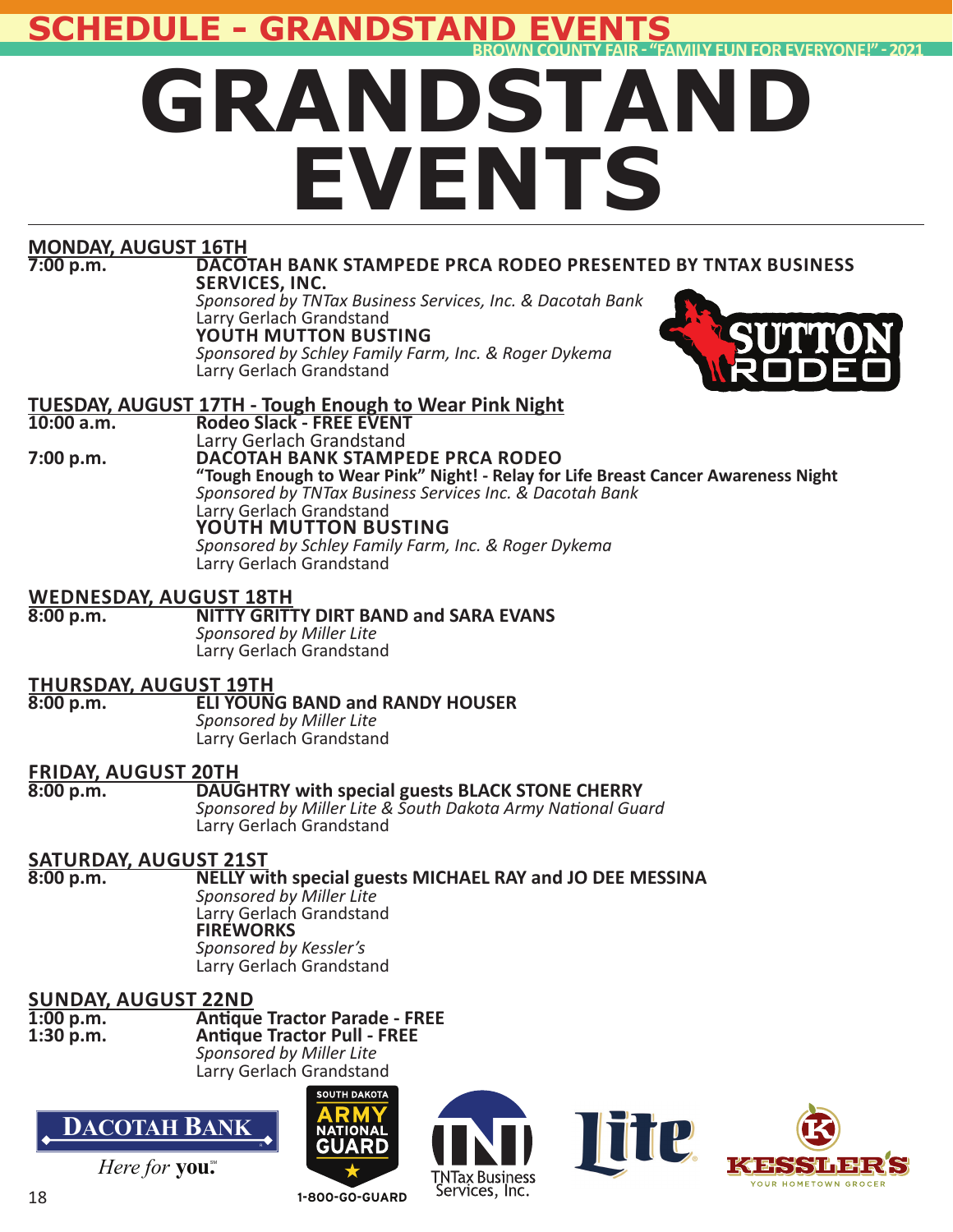# GRANDSTAND EVENTS

## MONDAY, AUGUST 16TH

**7:00 p.m.** **DACOTAH BANK STAMPEDE PRCA RODEO PRESENTED BY TNTAX BUSINESS SERVICES, INC.**
*Sponsored by TNTax Business Services, Inc. & Dacotah Bank*
Larry Gerlach Grandstand
**YOUTH MUTTON BUSTING**
*Sponsored by Schley Family Farm, Inc. & Roger Dykema*
Larry Gerlach Grandstand

## TUESDAY, AUGUST 17TH - Tough Enough to Wear Pink Night

**10:00 a.m.** **Rodeo Slack - FREE EVENT**
Larry Gerlach Grandstand

**7:00 p.m.** **DACOTAH BANK STAMPEDE PRCA RODEO**
**"Tough Enough to Wear Pink" Night! - Relay for Life Breast Cancer Awareness Night**
*Sponsored by TNTax Business Services Inc. & Dacotah Bank*
Larry Gerlach Grandstand
**YOUTH MUTTON BUSTING**
*Sponsored by Schley Family Farm, Inc. & Roger Dykema*
Larry Gerlach Grandstand

## WEDNESDAY, AUGUST 18TH

**8:00 p.m.** **NITTY GRITTY DIRT BAND and SARA EVANS**
*Sponsored by Miller Lite*
Larry Gerlach Grandstand

## THURSDAY, AUGUST 19TH

**8:00 p.m.** **ELI YOUNG BAND and RANDY HOUSER**
*Sponsored by Miller Lite*
Larry Gerlach Grandstand

## FRIDAY, AUGUST 20TH

**8:00 p.m.** **DAUGHTRY with special guests BLACK STONE CHERRY**
*Sponsored by Miller Lite & South Dakota Army National Guard*
Larry Gerlach Grandstand

## SATURDAY, AUGUST 21ST

**8:00 p.m.** **NELLY with special guests MICHAEL RAY and JO DEE MESSINA**
*Sponsored by Miller Lite*
Larry Gerlach Grandstand
**FIREWORKS**
*Sponsored by Kessler's*
Larry Gerlach Grandstand

## SUNDAY, AUGUST 22ND

**1:00 p.m.** **Antique Tractor Parade - FREE**
**1:30 p.m.** **Antique Tractor Pull - FREE**
*Sponsored by Miller Lite*
Larry Gerlach Grandstand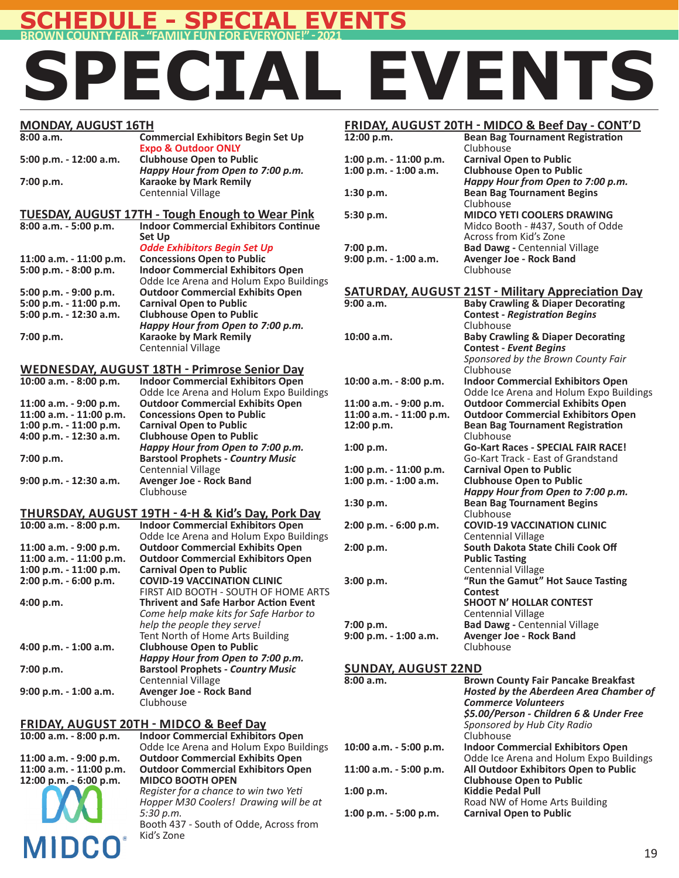# SCHEDULE - SPECIAL EVENTS

BROWN COUNTY FAIR - "FAMILY FUN FOR EVERYONE!" - 2021

# SPECIAL EVENTS

## MONDAY, AUGUST 16TH

| | |
|---|---|
| **8:00 a.m.** | **Commercial Exhibitors Begin Set Up**<br>**Expo & Outdoor ONLY** |
| **5:00 p.m. - 12:00 a.m.** | **Clubhouse Open to Public**<br>***Happy Hour from Open to 7:00 p.m.*** |
| **7:00 p.m.** | **Karaoke by Mark Remily**<br>Centennial Village |

## TUESDAY, AUGUST 17TH - Tough Enough to Wear Pink

| | |
|---|---|
| **8:00 a.m. - 5:00 p.m.** | **Indoor Commercial Exhibitors Continue Set Up**<br>***Odde Exhibitors Begin Set Up*** |
| **11:00 a.m. - 11:00 p.m.** | **Concessions Open to Public** |
| **5:00 p.m. - 8:00 p.m.** | **Indoor Commercial Exhibitors Open**<br>Odde Ice Arena and Holum Expo Buildings |
| **5:00 p.m. - 9:00 p.m.** | **Outdoor Commercial Exhibits Open** |
| **5:00 p.m. - 11:00 p.m.** | **Carnival Open to Public** |
| **5:00 p.m. - 12:30 a.m.** | **Clubhouse Open to Public**<br>***Happy Hour from Open to 7:00 p.m.*** |
| **7:00 p.m.** | **Karaoke by Mark Remily**<br>Centennial Village |

## WEDNESDAY, AUGUST 18TH - Primrose Senior Day

| | |
|---|---|
| **10:00 a.m. - 8:00 p.m.** | **Indoor Commercial Exhibitors Open**<br>Odde Ice Arena and Holum Expo Buildings |
| **11:00 a.m. - 9:00 p.m.** | **Outdoor Commercial Exhibits Open** |
| **11:00 a.m. - 11:00 p.m.** | **Concessions Open to Public** |
| **1:00 p.m. - 11:00 p.m.** | **Carnival Open to Public** |
| **4:00 p.m. - 12:30 a.m.** | **Clubhouse Open to Public**<br>***Happy Hour from Open to 7:00 p.m.*** |
| **7:00 p.m.** | **Barstool Prophets - *Country Music***<br>Centennial Village |
| **9:00 p.m. - 12:30 a.m.** | **Avenger Joe - Rock Band**<br>Clubhouse |

## THURSDAY, AUGUST 19TH - 4-H & Kid's Day, Pork Day

| | |
|---|---|
| **10:00 a.m. - 8:00 p.m.** | **Indoor Commercial Exhibitors Open**<br>Odde Ice Arena and Holum Expo Buildings |
| **11:00 a.m. - 9:00 p.m.** | **Outdoor Commercial Exhibits Open** |
| **11:00 a.m. - 11:00 p.m.** | **Outdoor Commercial Exhibitors Open** |
| **1:00 p.m. - 11:00 p.m.** | **Carnival Open to Public** |
| **2:00 p.m. - 6:00 p.m.** | **COVID-19 VACCINATION CLINIC**<br>FIRST AID BOOTH - SOUTH OF HOME ARTS |
| **4:00 p.m.** | **Thrivent and Safe Harbor Action Event**<br>*Come help make kits for Safe Harbor to help the people they serve!*<br>Tent North of Home Arts Building |
| **4:00 p.m. - 1:00 a.m.** | **Clubhouse Open to Public**<br>***Happy Hour from Open to 7:00 p.m.*** |
| **7:00 p.m.** | **Barstool Prophets - *Country Music***<br>Centennial Village |
| **9:00 p.m. - 1:00 a.m.** | **Avenger Joe - Rock Band**<br>Clubhouse |

## FRIDAY, AUGUST 20TH - MIDCO & Beef Day

| | |
|---|---|
| **10:00 a.m. - 8:00 p.m.** | **Indoor Commercial Exhibitors Open**<br>Odde Ice Arena and Holum Expo Buildings |
| **11:00 a.m. - 9:00 p.m.** | **Outdoor Commercial Exhibits Open** |
| **11:00 a.m. - 11:00 p.m.** | **Outdoor Commercial Exhibitors Open** |
| **12:00 p.m. - 6:00 p.m.** | **MIDCO BOOTH OPEN**<br>*Register for a chance to win two Yeti Hopper M30 Coolers! Drawing will be at 5:30 p.m.*<br>Booth 437 - South of Odde, Across from Kid's Zone |

MIDCO®

## FRIDAY, AUGUST 20TH - MIDCO & Beef Day - CONT'D

| | |
|---|---|
| **12:00 p.m.** | **Bean Bag Tournament Registration**<br>Clubhouse |
| **1:00 p.m. - 11:00 p.m.** | **Carnival Open to Public** |
| **1:00 p.m. - 1:00 a.m.** | **Clubhouse Open to Public**<br>***Happy Hour from Open to 7:00 p.m.*** |
| **1:30 p.m.** | **Bean Bag Tournament Begins**<br>Clubhouse |
| **5:30 p.m.** | **MIDCO YETI COOLERS DRAWING**<br>Midco Booth - #437, South of Odde Across from Kid's Zone |
| **7:00 p.m.** | **Bad Dawg** - Centennial Village |
| **9:00 p.m. - 1:00 a.m.** | **Avenger Joe - Rock Band**<br>Clubhouse |

## SATURDAY, AUGUST 21ST - Military Appreciation Day

| | |
|---|---|
| **9:00 a.m.** | **Baby Crawling & Diaper Decorating Contest - *Registration Begins***<br>Clubhouse |
| **10:00 a.m.** | **Baby Crawling & Diaper Decorating Contest - *Event Begins***<br>*Sponsored by the Brown County Fair*<br>Clubhouse |
| **10:00 a.m. - 8:00 p.m.** | **Indoor Commercial Exhibitors Open**<br>Odde Ice Arena and Holum Expo Buildings |
| **11:00 a.m. - 9:00 p.m.** | **Outdoor Commercial Exhibits Open** |
| **11:00 a.m. - 11:00 p.m.** | **Outdoor Commercial Exhibitors Open** |
| **12:00 p.m.** | **Bean Bag Tournament Registration**<br>Clubhouse |
| **1:00 p.m.** | **Go-Kart Races - SPECIAL FAIR RACE!**<br>Go-Kart Track - East of Grandstand |
| **1:00 p.m. - 11:00 p.m.** | **Carnival Open to Public** |
| **1:00 p.m. - 1:00 a.m.** | **Clubhouse Open to Public**<br>***Happy Hour from Open to 7:00 p.m.*** |
| **1:30 p.m.** | **Bean Bag Tournament Begins**<br>Clubhouse |
| **2:00 p.m. - 6:00 p.m.** | **COVID-19 VACCINATION CLINIC**<br>Centennial Village |
| **2:00 p.m.** | **South Dakota State Chili Cook Off Public Tasting**<br>Centennial Village |
| **3:00 p.m.** | **"Run the Gamut" Hot Sauce Tasting Contest**<br>**SHOOT N' HOLLAR CONTEST**<br>Centennial Village |
| **7:00 p.m.** | **Bad Dawg** - Centennial Village |
| **9:00 p.m. - 1:00 a.m.** | **Avenger Joe - Rock Band**<br>Clubhouse |

## SUNDAY, AUGUST 22ND

| | |
|---|---|
| **8:00 a.m.** | **Brown County Fair Pancake Breakfast**<br>***Hosted by the Aberdeen Area Chamber of Commerce Volunteers***<br>***$5.00/Person - Children 6 & Under Free***<br>*Sponsored by Hub City Radio*<br>Clubhouse |
| **10:00 a.m. - 5:00 p.m.** | **Indoor Commercial Exhibitors Open**<br>Odde Ice Arena and Holum Expo Buildings |
| **11:00 a.m. - 5:00 p.m.** | **All Outdoor Exhibitors Open to Public**<br>**Clubhouse Open to Public** |
| **1:00 p.m.** | **Kiddie Pedal Pull**<br>Road NW of Home Arts Building |
| **1:00 p.m. - 5:00 p.m.** | **Carnival Open to Public** |